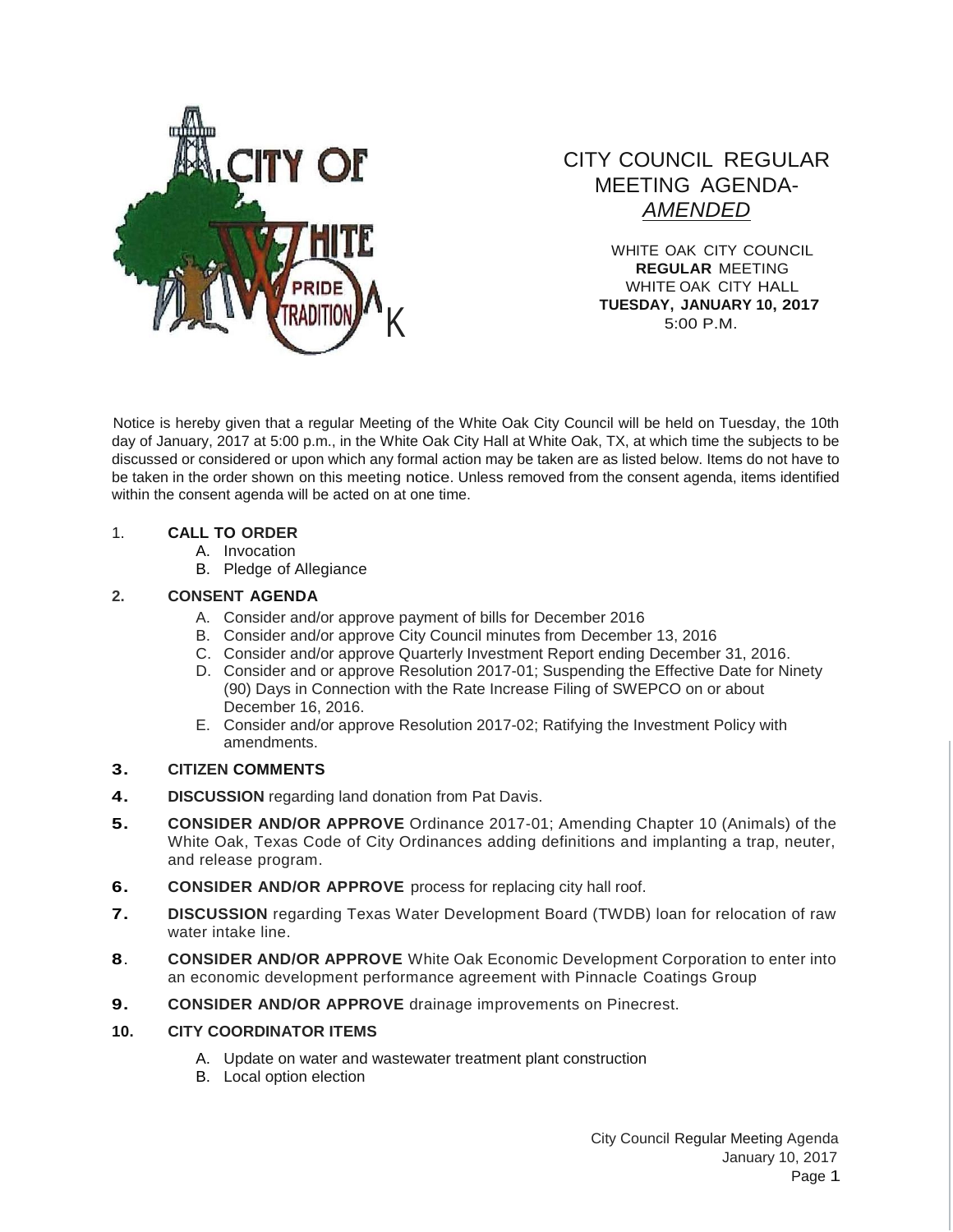# CITY COUNCIL REGULAR MEETING AGENDA- *AMENDED*

WHITE OAK CITY COUNCIL
**REGULAR** MEETING
WHITE OAK CITY HALL
**TUESDAY, JANUARY 10, 2017**
5:00 P.M.

Notice is hereby given that a regular Meeting of the White Oak City Council will be held on Tuesday, the 10th day of January, 2017 at 5:00 p.m., in the White Oak City Hall at White Oak, TX, at which time the subjects to be discussed or considered or upon which any formal action may be taken are as listed below. Items do not have to be taken in the order shown on this meeting notice. Unless removed from the consent agenda, items identified within the consent agenda will be acted on at one time.

1. **CALL TO ORDER**
   - A. Invocation
   - B. Pledge of Allegiance

2. **CONSENT AGENDA**
   - A. Consider and/or approve payment of bills for December 2016
   - B. Consider and/or approve City Council minutes from December 13, 2016
   - C. Consider and/or approve Quarterly Investment Report ending December 31, 2016.
   - D. Consider and or approve Resolution 2017-01; Suspending the Effective Date for Ninety (90) Days in Connection with the Rate Increase Filing of SWEPCO on or about December 16, 2016.
   - E. Consider and/or approve Resolution 2017-02; Ratifying the Investment Policy with amendments.

3. **CITIZEN COMMENTS**

4. **DISCUSSION** regarding land donation from Pat Davis.

5. **CONSIDER AND/OR APPROVE** Ordinance 2017-01; Amending Chapter 10 (Animals) of the White Oak, Texas Code of City Ordinances adding definitions and implanting a trap, neuter, and release program.

6. **CONSIDER AND/OR APPROVE** process for replacing city hall roof.

7. **DISCUSSION** regarding Texas Water Development Board (TWDB) loan for relocation of raw water intake line.

8. **CONSIDER AND/OR APPROVE** White Oak Economic Development Corporation to enter into an economic development performance agreement with Pinnacle Coatings Group

9. **CONSIDER AND/OR APPROVE** drainage improvements on Pinecrest.

10. **CITY COORDINATOR ITEMS**
    - A. Update on water and wastewater treatment plant construction
    - B. Local option election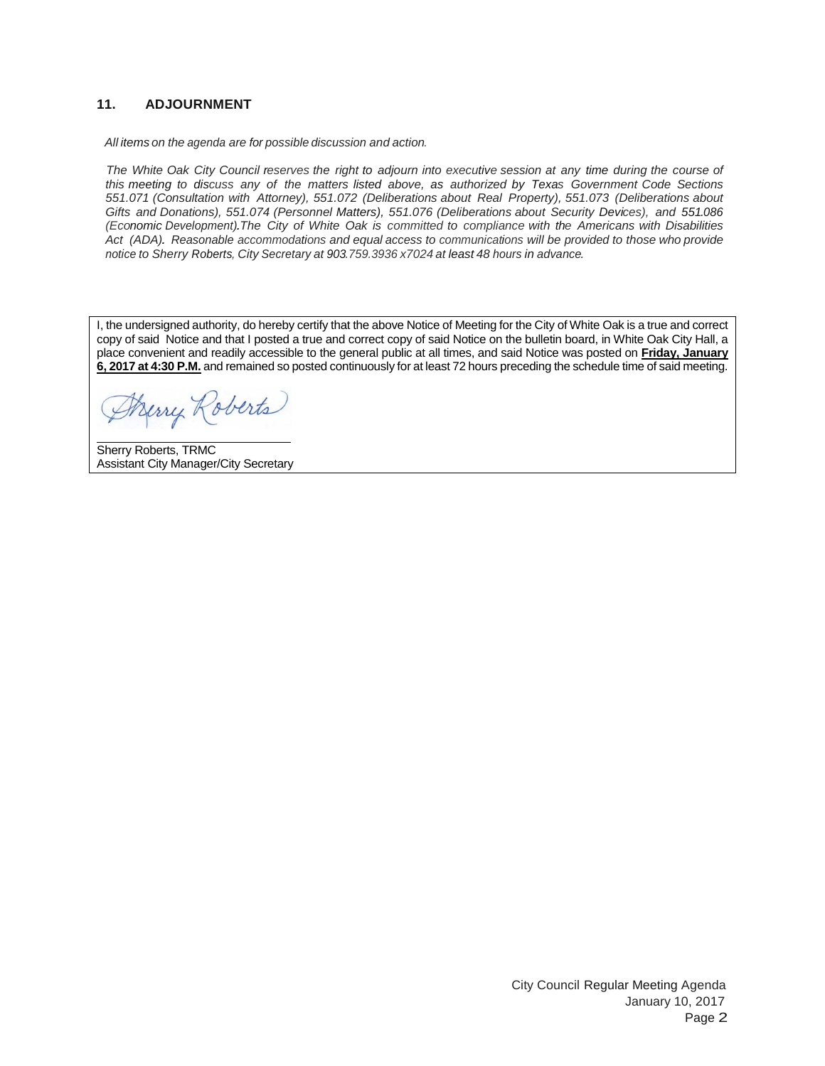## 11. ADJOURNMENT

*All items on the agenda are for possible discussion and action.*

*The White Oak City Council reserves the right to adjourn into executive session at any time during the course of this meeting to discuss any of the matters listed above, as authorized by Texas Government Code Sections 551.071 (Consultation with Attorney), 551.072 (Deliberations about Real Property), 551.073 (Deliberations about Gifts and Donations), 551.074 (Personnel Matters), 551.076 (Deliberations about Security Devices), and 551.086 (Economic Development).The City of White Oak is committed to compliance with the Americans with Disabilities Act (ADA). Reasonable accommodations and equal access to communications will be provided to those who provide notice to Sherry Roberts, City Secretary at 903.759.3936 x7024 at least 48 hours in advance.*

I, the undersigned authority, do hereby certify that the above Notice of Meeting for the City of White Oak is a true and correct copy of said Notice and that I posted a true and correct copy of said Notice on the bulletin board, in White Oak City Hall, a place convenient and readily accessible to the general public at all times, and said Notice was posted on **Friday, January 6, 2017 at 4:30 P.M.** and remained so posted continuously for at least 72 hours preceding the schedule time of said meeting.

Sherry Roberts

Sherry Roberts, TRMC
Assistant City Manager/City Secretary